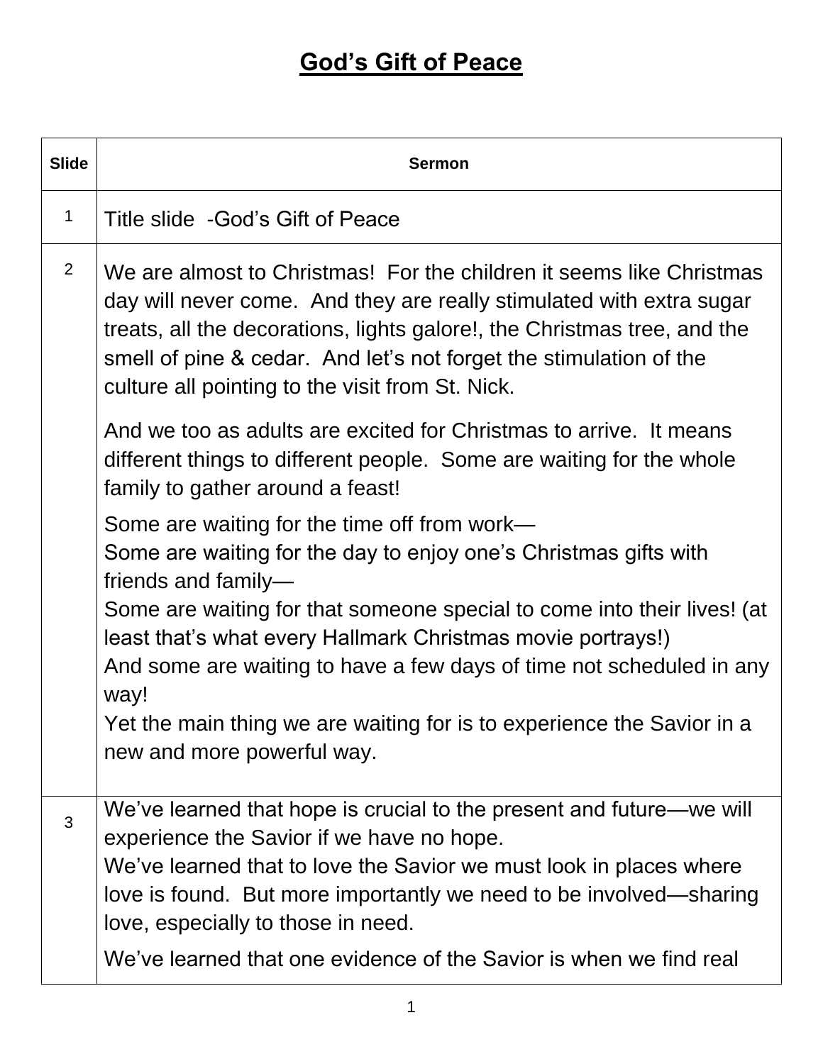# **God's Gift of Peace**

| Slide | Sermon |
|---|---|
| 1 | Title slide -God's Gift of Peace |
| 2 | We are almost to Christmas! For the children it seems like Christmas day will never come. And they are really stimulated with extra sugar treats, all the decorations, lights galore!, the Christmas tree, and the smell of pine & cedar. And let's not forget the stimulation of the culture all pointing to the visit from St. Nick.<br><br>And we too as adults are excited for Christmas to arrive. It means different things to different people. Some are waiting for the whole family to gather around a feast!<br><br>Some are waiting for the time off from work—<br>Some are waiting for the day to enjoy one's Christmas gifts with friends and family—<br>Some are waiting for that someone special to come into their lives! (at least that's what every Hallmark Christmas movie portrays!)<br>And some are waiting to have a few days of time not scheduled in any way!<br>Yet the main thing we are waiting for is to experience the Savior in a new and more powerful way. |
| 3 | We've learned that hope is crucial to the present and future—we will experience the Savior if we have no hope.<br>We've learned that to love the Savior we must look in places where love is found. But more importantly we need to be involved—sharing love, especially to those in need.<br><br>We've learned that one evidence of the Savior is when we find real |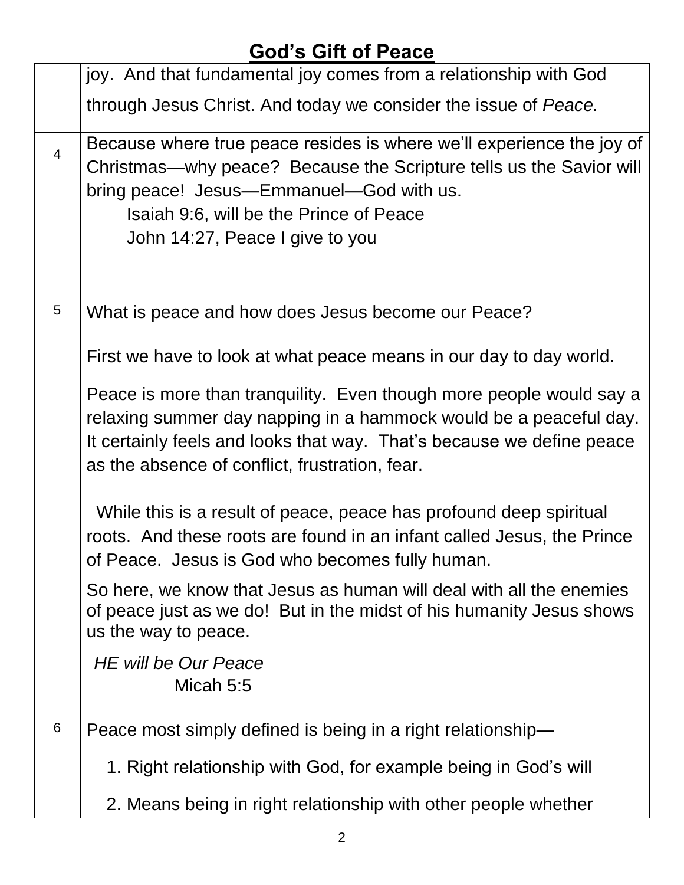# God's Gift of Peace

| | |
|---|---|
| | joy. And that fundamental joy comes from a relationship with God through Jesus Christ. And today we consider the issue of *Peace.* |
| 4 | Because where true peace resides is where we'll experience the joy of Christmas—why peace? Because the Scripture tells us the Savior will bring peace! Jesus—Emmanuel—God with us.<br>Isaiah 9:6, will be the Prince of Peace<br>John 14:27, Peace I give to you |
| 5 | What is peace and how does Jesus become our Peace?<br><br>First we have to look at what peace means in our day to day world.<br><br>Peace is more than tranquility. Even though more people would say a relaxing summer day napping in a hammock would be a peaceful day. It certainly feels and looks that way. That's because we define peace as the absence of conflict, frustration, fear.<br><br>While this is a result of peace, peace has profound deep spiritual roots. And these roots are found in an infant called Jesus, the Prince of Peace. Jesus is God who becomes fully human.<br><br>So here, we know that Jesus as human will deal with all the enemies of peace just as we do! But in the midst of his humanity Jesus shows us the way to peace.<br><br>*HE will be Our Peace*<br>Micah 5:5 |
| 6 | Peace most simply defined is being in a right relationship—<br><br>1. Right relationship with God, for example being in God's will<br><br>2. Means being in right relationship with other people whether |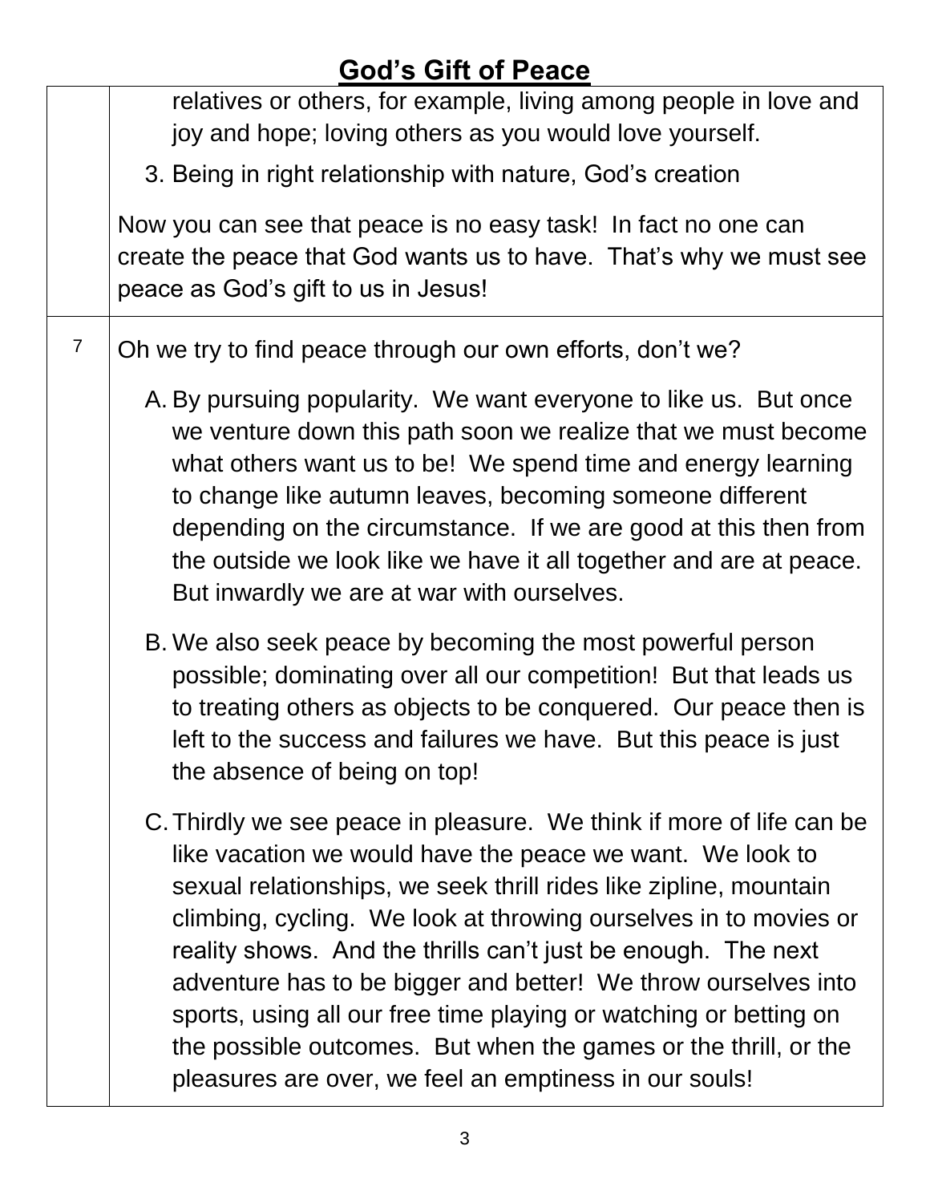# God's Gift of Peace

| | |
|---|---|
| | relatives or others, for example, living among people in love and joy and hope; loving others as you would love yourself.<br><br>3. Being in right relationship with nature, God's creation<br><br>Now you can see that peace is no easy task! In fact no one can create the peace that God wants us to have. That's why we must see peace as God's gift to us in Jesus! |
| 7 | Oh we try to find peace through our own efforts, don't we?<br><br>A. By pursuing popularity. We want everyone to like us. But once we venture down this path soon we realize that we must become what others want us to be! We spend time and energy learning to change like autumn leaves, becoming someone different depending on the circumstance. If we are good at this then from the outside we look like we have it all together and are at peace. But inwardly we are at war with ourselves.<br><br>B. We also seek peace by becoming the most powerful person possible; dominating over all our competition! But that leads us to treating others as objects to be conquered. Our peace then is left to the success and failures we have. But this peace is just the absence of being on top!<br><br>C. Thirdly we see peace in pleasure. We think if more of life can be like vacation we would have the peace we want. We look to sexual relationships, we seek thrill rides like zipline, mountain climbing, cycling. We look at throwing ourselves in to movies or reality shows. And the thrills can't just be enough. The next adventure has to be bigger and better! We throw ourselves into sports, using all our free time playing or watching or betting on the possible outcomes. But when the games or the thrill, or the pleasures are over, we feel an emptiness in our souls! |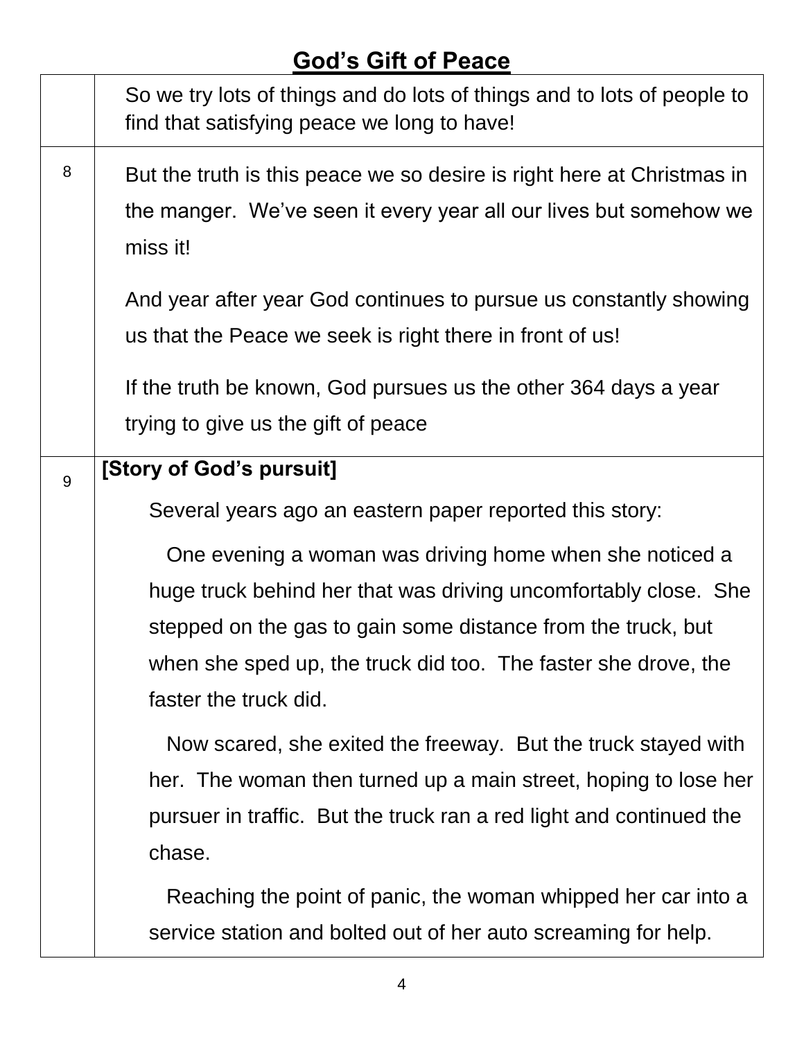## God's Gift of Peace

| | |
|---|---|
| | So we try lots of things and do lots of things and to lots of people to find that satisfying peace we long to have! |
| 8 | But the truth is this peace we so desire is right here at Christmas in the manger. We've seen it every year all our lives but somehow we miss it!<br><br>And year after year God continues to pursue us constantly showing us that the Peace we seek is right there in front of us!<br><br>If the truth be known, God pursues us the other 364 days a year trying to give us the gift of peace |
| 9 | **[Story of God's pursuit]**<br><br>Several years ago an eastern paper reported this story:<br><br>One evening a woman was driving home when she noticed a huge truck behind her that was driving uncomfortably close. She stepped on the gas to gain some distance from the truck, but when she sped up, the truck did too. The faster she drove, the faster the truck did.<br><br>Now scared, she exited the freeway. But the truck stayed with her. The woman then turned up a main street, hoping to lose her pursuer in traffic. But the truck ran a red light and continued the chase.<br><br>Reaching the point of panic, the woman whipped her car into a service station and bolted out of her auto screaming for help. |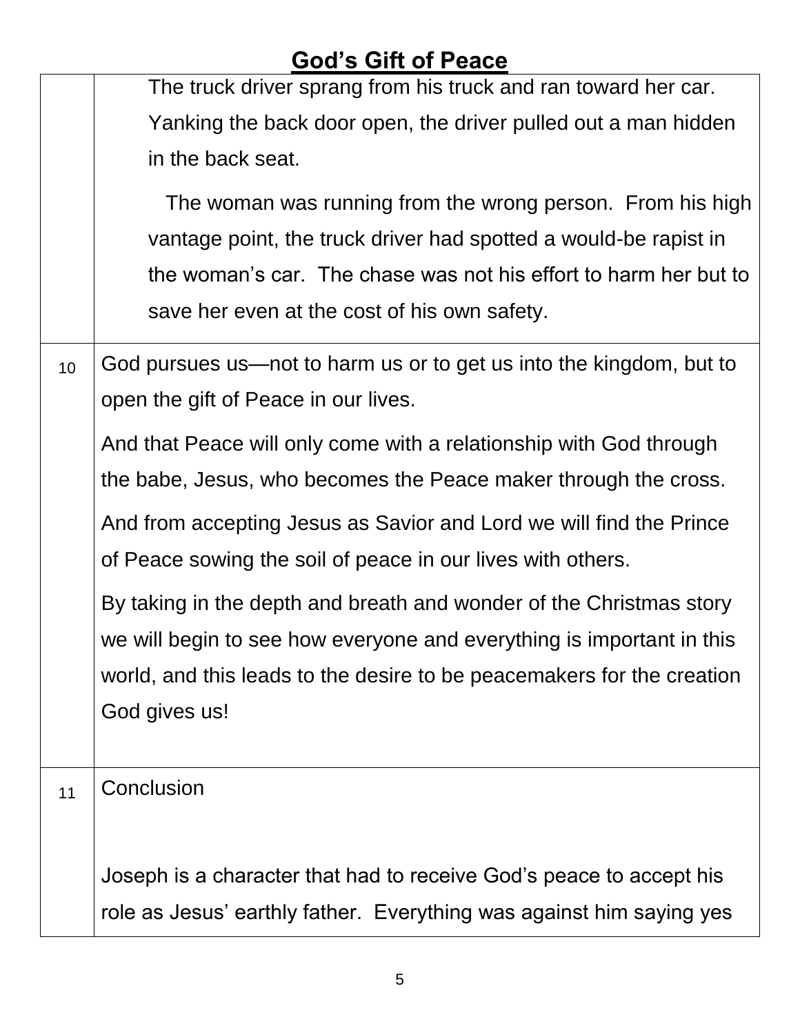## God's Gift of Peace

| | |
|---|---|
| | The truck driver sprang from his truck and ran toward her car. Yanking the back door open, the driver pulled out a man hidden in the back seat.<br><br>The woman was running from the wrong person. From his high vantage point, the truck driver had spotted a would-be rapist in the woman's car. The chase was not his effort to harm her but to save her even at the cost of his own safety. |
| 10 | God pursues us—not to harm us or to get us into the kingdom, but to open the gift of Peace in our lives.<br><br>And that Peace will only come with a relationship with God through the babe, Jesus, who becomes the Peace maker through the cross.<br><br>And from accepting Jesus as Savior and Lord we will find the Prince of Peace sowing the soil of peace in our lives with others.<br><br>By taking in the depth and breath and wonder of the Christmas story we will begin to see how everyone and everything is important in this world, and this leads to the desire to be peacemakers for the creation God gives us! |
| 11 | Conclusion<br><br>Joseph is a character that had to receive God's peace to accept his role as Jesus' earthly father. Everything was against him saying yes |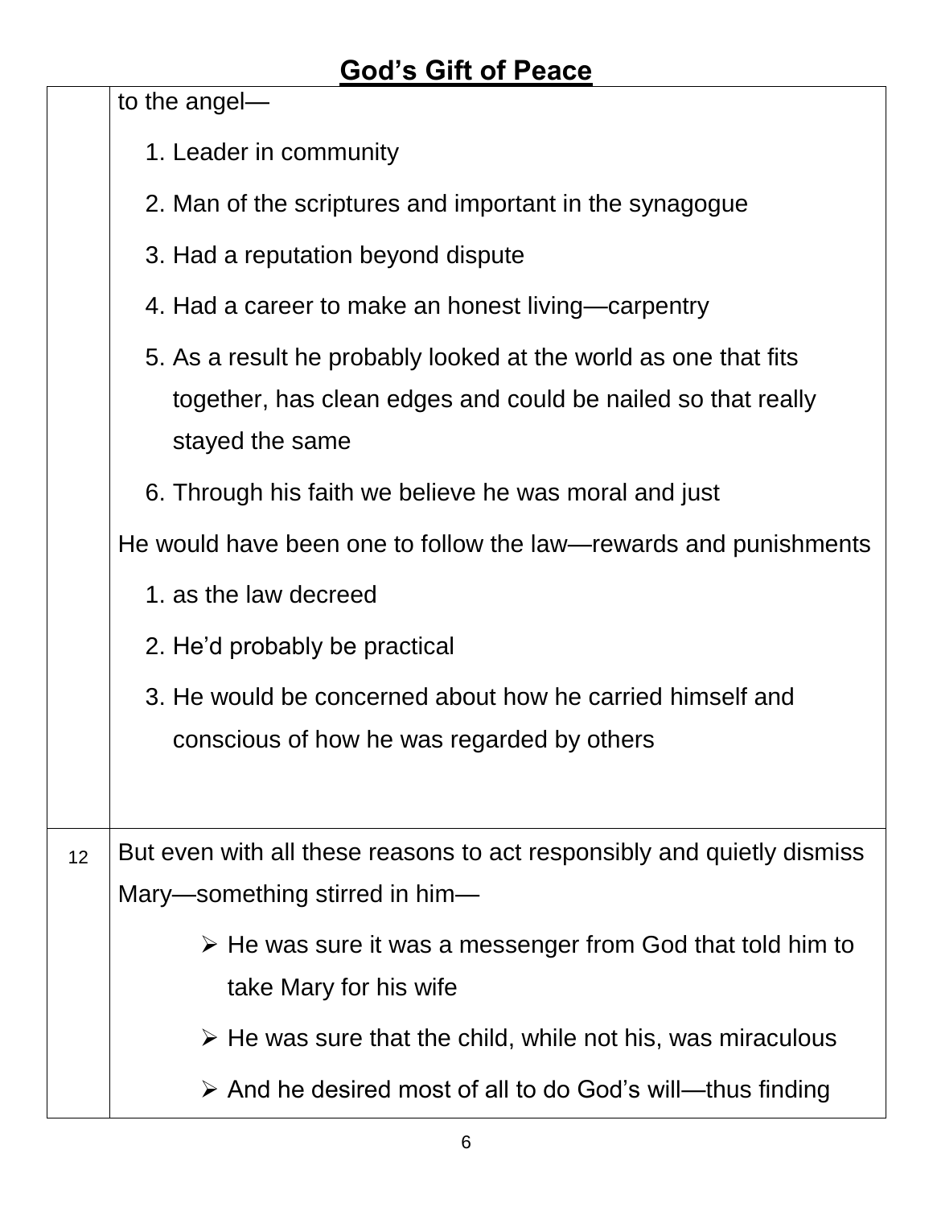## God's Gift of Peace

| | |
|---|---|
| | to the angel— <br> 1. Leader in community <br> 2. Man of the scriptures and important in the synagogue <br> 3. Had a reputation beyond dispute <br> 4. Had a career to make an honest living—carpentry <br> 5. As a result he probably looked at the world as one that fits together, has clean edges and could be nailed so that really stayed the same <br> 6. Through his faith we believe he was moral and just <br> He would have been one to follow the law—rewards and punishments <br> 1. as the law decreed <br> 2. He'd probably be practical <br> 3. He would be concerned about how he carried himself and conscious of how he was regarded by others |
| 12 | But even with all these reasons to act responsibly and quietly dismiss Mary—something stirred in him— <br> ➢ He was sure it was a messenger from God that told him to take Mary for his wife <br> ➢ He was sure that the child, while not his, was miraculous <br> ➢ And he desired most of all to do God's will—thus finding |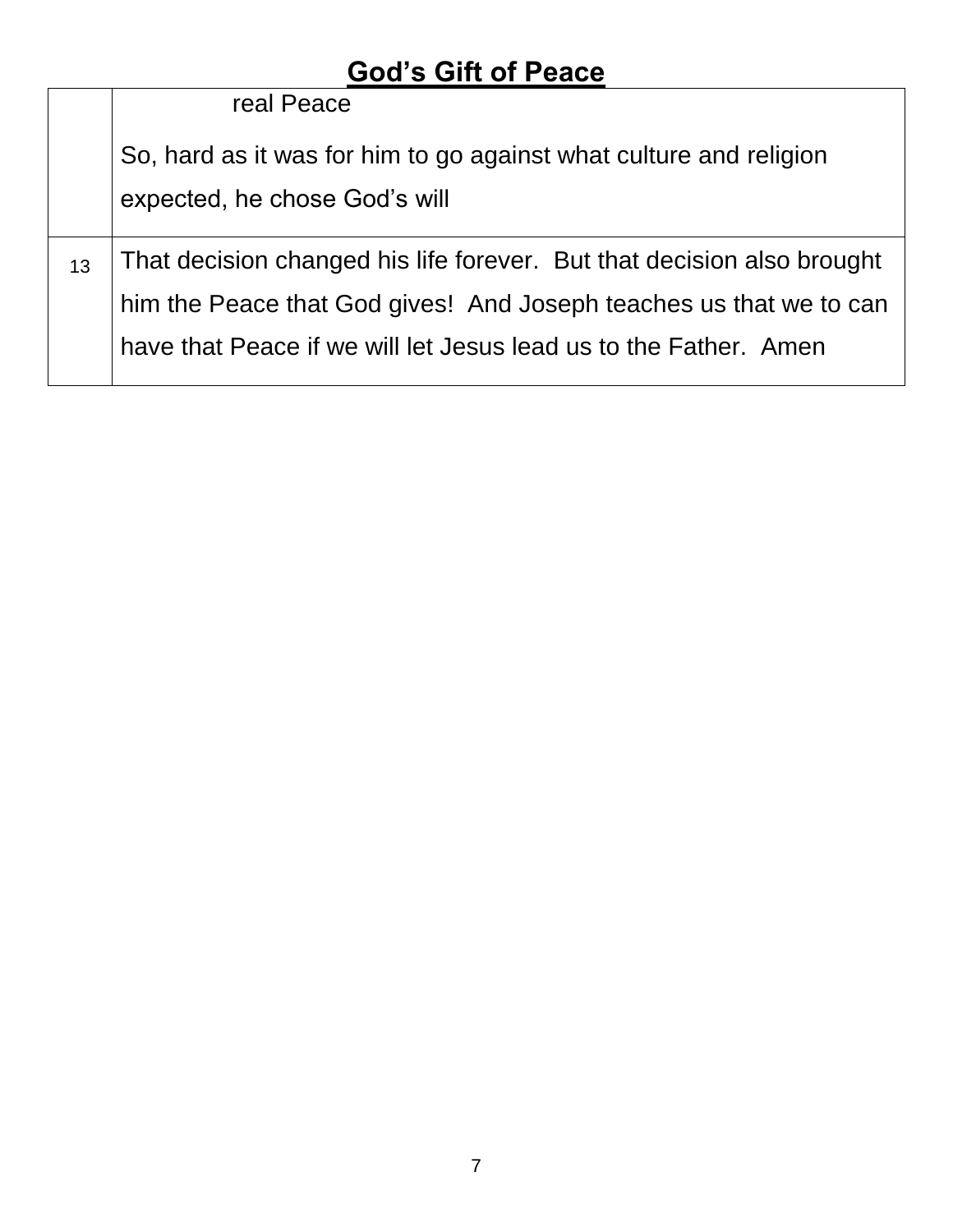## God's Gift of Peace

| | |
|---|---|
| | real Peace<br>So, hard as it was for him to go against what culture and religion expected, he chose God's will |
| 13 | That decision changed his life forever. But that decision also brought him the Peace that God gives! And Joseph teaches us that we to can have that Peace if we will let Jesus lead us to the Father. Amen |